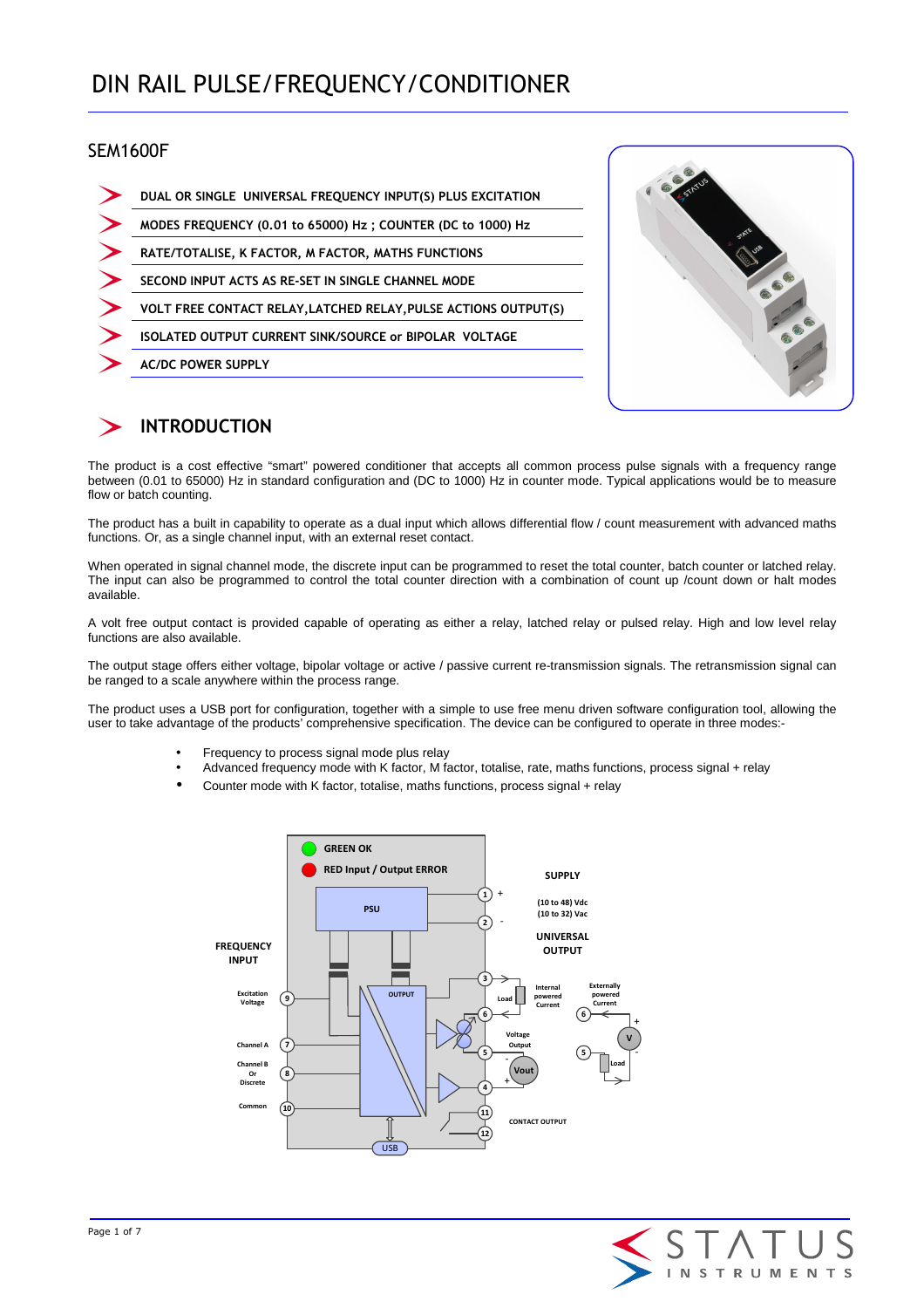# DIN RAIL PULSE/FREQUENCY/CONDITIONER

## SEM1600F

- DUAL OR SINGLE UNIVERSAL FREQUENCY INPUT(S) PLUS EXCITATION
- MODES FREQUENCY (0.01 to 65000) Hz ; COUNTER (DC to 1000) Hz
- RATE/TOTALISE, K FACTOR, M FACTOR, MATHS FUNCTIONS
- SECOND INPUT ACTS AS RE-SET IN SINGLE CHANNEL MODE
- VOLT FREE CONTACT RELAY,LATCHED RELAY,PULSE ACTIONS OUTPUT(S)
- ISOLATED OUTPUT CURRENT SINK/SOURCE or BIPOLAR VOLTAGE
- AC/DC POWER SUPPLY

## INTRODUCTION

The product is a cost effective "smart" powered conditioner that accepts all common process pulse signals with a frequency range between (0.01 to 65000) Hz in standard configuration and (DC to 1000) Hz in counter mode. Typical applications would be to measure flow or batch counting.

The product has a built in capability to operate as a dual input which allows differential flow / count measurement with advanced maths functions. Or, as a single channel input, with an external reset contact.

When operated in signal channel mode, the discrete input can be programmed to reset the total counter, batch counter or latched relay. The input can also be programmed to control the total counter direction with a combination of count up /count down or halt modes available.

A volt free output contact is provided capable of operating as either a relay, latched relay or pulsed relay. High and low level relay functions are also available.

The output stage offers either voltage, bipolar voltage or active / passive current re-transmission signals. The retransmission signal can be ranged to a scale anywhere within the process range.

The product uses a USB port for configuration, together with a simple to use free menu driven software configuration tool, allowing the user to take advantage of the products' comprehensive specification. The device can be configured to operate in three modes:-

- Frequency to process signal mode plus relay
- Advanced frequency mode with K factor, M factor, totalise, rate, maths functions, process signal + relay
- Counter mode with K factor, totalise, maths functions, process signal + relay

GREEN OK
RED Input / Output ERROR
PSU
SUPPLY
(10 to 48) Vdc
(10 to 32) Vac
1 +
2 -
FREQUENCY INPUT
UNIVERSAL OUTPUT
Excitation Voltage 9
Channel A 7
Channel B Or Discrete 8
Common 10
OUTPUT
3
Load
Internal powered Current
6
Externally powered Current
6
V
5
Load
Voltage Output
5
Vout
4
11
12
CONTACT OUTPUT
USB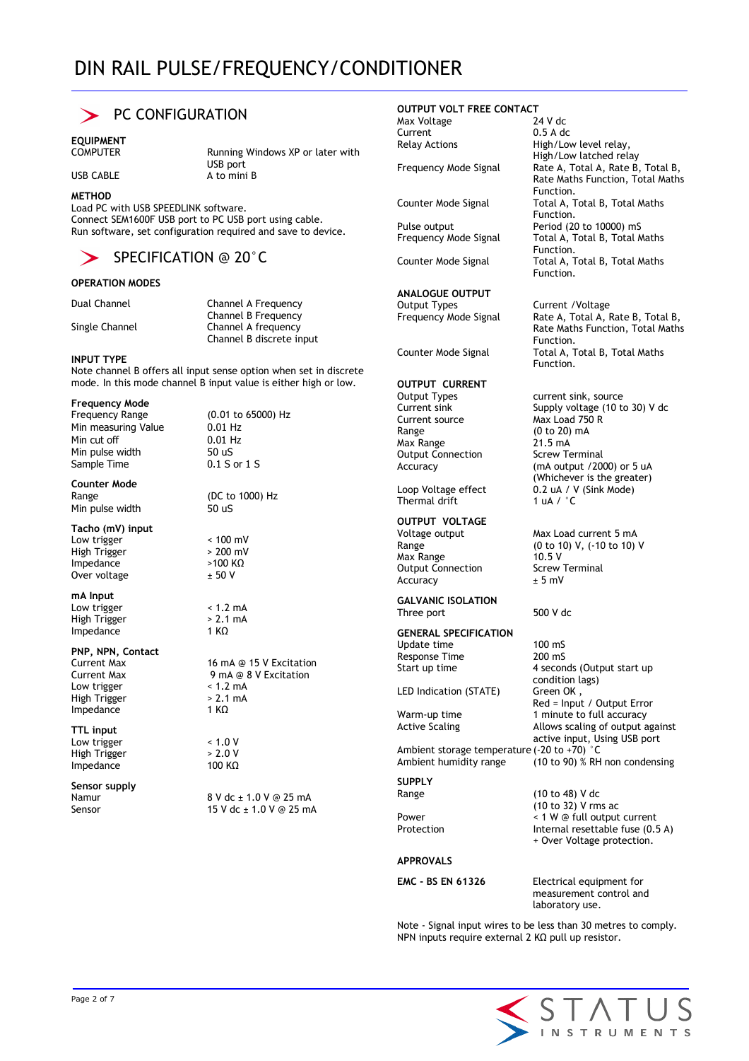# DIN RAIL PULSE/FREQUENCY/CONDITIONER

## PC CONFIGURATION

**EQUIPMENT**

| | |
|---|---|
| COMPUTER | Running Windows XP or later with USB port |
| USB CABLE | A to mini B |

**METHOD**

Load PC with USB SPEEDLINK software.
Connect SEM1600F USB port to PC USB port using cable.
Run software, set configuration required and save to device.

## SPECIFICATION @ 20°C

**OPERATION MODES**

| | |
|---|---|
| Dual Channel | Channel A Frequency<br>Channel B Frequency |
| Single Channel | Channel A frequency<br>Channel B discrete input |

**INPUT TYPE**

Note channel B offers all input sense option when set in discrete mode. In this mode channel B input value is either high or low.

**Frequency Mode**

| | |
|---|---|
| Frequency Range | (0.01 to 65000) Hz |
| Min measuring Value | 0.01 Hz |
| Min cut off | 0.01 Hz |
| Min pulse width | 50 uS |
| Sample Time | 0.1 S or 1 S |

**Counter Mode**

| | |
|---|---|
| Range | (DC to 1000) Hz |
| Min pulse width | 50 uS |

**Tacho (mV) input**

| | |
|---|---|
| Low trigger | < 100 mV |
| High Trigger | > 200 mV |
| Impedance | >100 KΩ |
| Over voltage | ± 50 V |

**mA Input**

| | |
|---|---|
| Low trigger | < 1.2 mA |
| High Trigger | > 2.1 mA |
| Impedance | 1 KΩ |

**PNP, NPN, Contact**

| | |
|---|---|
| Current Max | 16 mA @ 15 V Excitation |
| Current Max | 9 mA @ 8 V Excitation |
| Low trigger | < 1.2 mA |
| High Trigger | > 2.1 mA |
| Impedance | 1 KΩ |

**TTL input**

| | |
|---|---|
| Low trigger | < 1.0 V |
| High Trigger | > 2.0 V |
| Impedance | 100 KΩ |

**Sensor supply**

| | |
|---|---|
| Namur | 8 V dc ± 1.0 V @ 25 mA |
| Sensor | 15 V dc ± 1.0 V @ 25 mA |

**OUTPUT VOLT FREE CONTACT**

| | |
|---|---|
| Max Voltage | 24 V dc |
| Current | 0.5 A dc |
| Relay Actions | High/Low level relay, High/Low latched relay |
| Frequency Mode Signal | Rate A, Total A, Rate B, Total B, Rate Maths Function, Total Maths Function. |
| Counter Mode Signal | Total A, Total B, Total Maths Function. |
| Pulse output | Period (20 to 10000) mS |
| Frequency Mode Signal | Total A, Total B, Total Maths Function. |
| Counter Mode Signal | Total A, Total B, Total Maths Function. |

**ANALOGUE OUTPUT**

| | |
|---|---|
| Output Types | Current /Voltage |
| Frequency Mode Signal | Rate A, Total A, Rate B, Total B, Rate Maths Function, Total Maths Function. |
| Counter Mode Signal | Total A, Total B, Total Maths Function. |

**OUTPUT CURRENT**

| | |
|---|---|
| Output Types | current sink, source |
| Current sink | Supply voltage (10 to 30) V dc |
| Current source | Max Load 750 R |
| Range | (0 to 20) mA |
| Max Range | 21.5 mA |
| Output Connection | Screw Terminal |
| Accuracy | (mA output /2000) or 5 uA (Whichever is the greater) |
| Loop Voltage effect | 0.2 uA / V (Sink Mode) |
| Thermal drift | 1 uA / °C |

**OUTPUT VOLTAGE**

| | |
|---|---|
| Voltage output | Max Load current 5 mA |
| Range | (0 to 10) V, (-10 to 10) V |
| Max Range | 10.5 V |
| Output Connection | Screw Terminal |
| Accuracy | ± 5 mV |

**GALVANIC ISOLATION**

| | |
|---|---|
| Three port | 500 V dc |

**GENERAL SPECIFICATION**

| | |
|---|---|
| Update time | 100 mS |
| Response Time | 200 mS |
| Start up time | 4 seconds (Output start up condition lags) |
| LED Indication (STATE) | Green OK ,<br>Red = Input / Output Error |
| Warm-up time | 1 minute to full accuracy |
| Active Scaling | Allows scaling of output against active input, Using USB port |
| Ambient storage temperature | (-20 to +70) °C |
| Ambient humidity range | (10 to 90) % RH non condensing |

**SUPPLY**

| | |
|---|---|
| Range | (10 to 48) V dc<br>(10 to 32) V rms ac |
| Power | < 1 W @ full output current |
| Protection | Internal resettable fuse (0.5 A) + Over Voltage protection. |

**APPROVALS**

| | |
|---|---|
| **EMC - BS EN 61326** | Electrical equipment for measurement control and laboratory use. |

Note - Signal input wires to be less than 30 metres to comply.
NPN inputs require external 2 KΩ pull up resistor.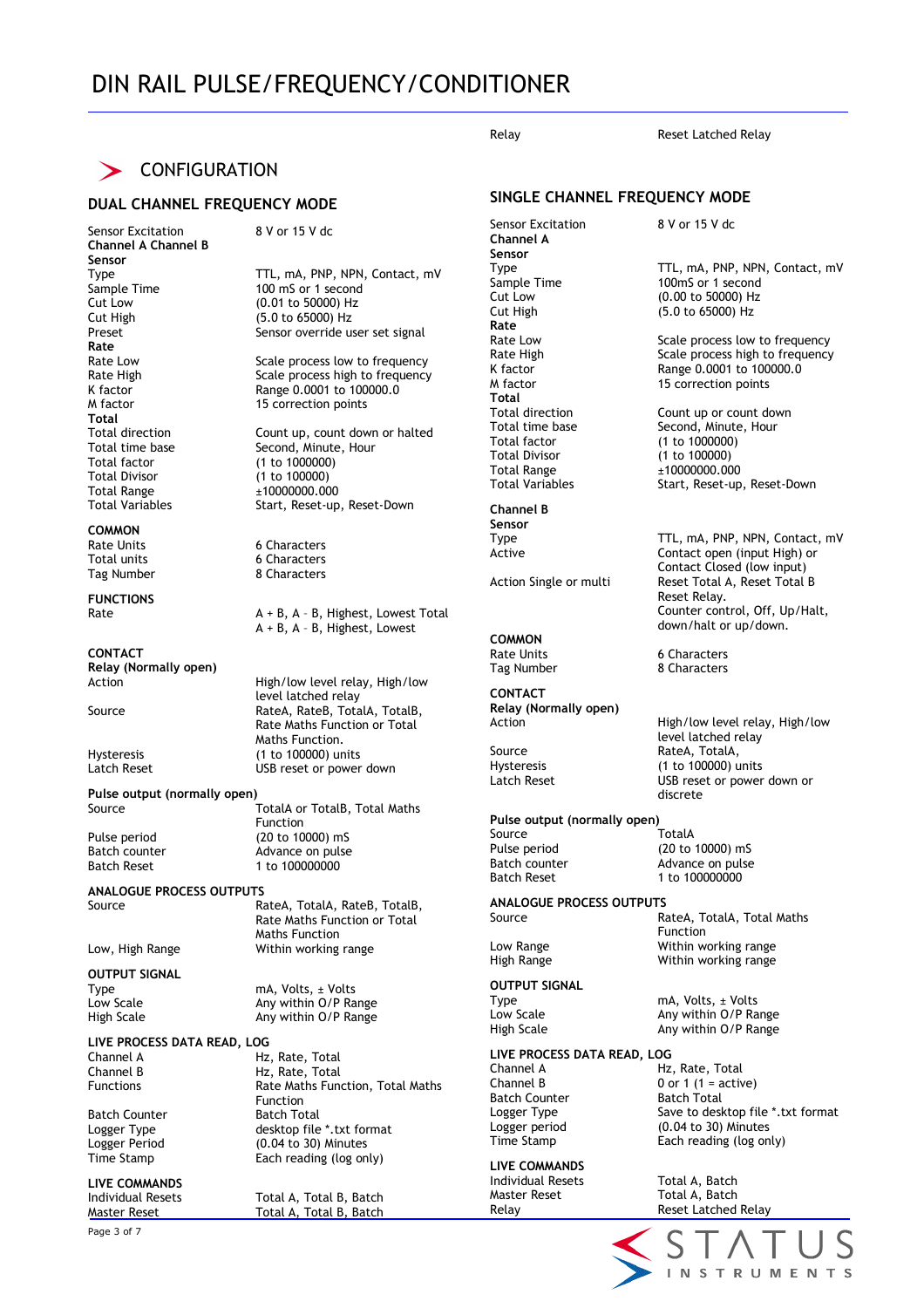# DIN RAIL PULSE/FREQUENCY/CONDITIONER

## CONFIGURATION

### DUAL CHANNEL FREQUENCY MODE

| | |
|---|---|
| Sensor Excitation | 8 V or 15 V dc |
| **Channel A Channel B** | |
| **Sensor** | |
| Type | TTL, mA, PNP, NPN, Contact, mV |
| Sample Time | 100 mS or 1 second |
| Cut Low | (0.01 to 50000) Hz |
| Cut High | (5.0 to 65000) Hz |
| Preset | Sensor override user set signal |
| **Rate** | |
| Rate Low | Scale process low to frequency |
| Rate High | Scale process high to frequency |
| K factor | Range 0.0001 to 100000.0 |
| M factor | 15 correction points |
| **Total** | |
| Total direction | Count up, count down or halted |
| Total time base | Second, Minute, Hour |
| Total factor | (1 to 1000000) |
| Total Divisor | (1 to 100000) |
| Total Range | ±10000000.000 |
| Total Variables | Start, Reset-up, Reset-Down |

**COMMON**

| | |
|---|---|
| Rate Units | 6 Characters |
| Total units | 6 Characters |
| Tag Number | 8 Characters |

**FUNCTIONS**

| | |
|---|---|
| Rate | A + B, A – B, Highest, Lowest Total A + B, A – B, Highest, Lowest |

**CONTACT**

**Relay (Normally open)**

| | |
|---|---|
| Action | High/low level relay, High/low level latched relay |
| Source | RateA, RateB, TotalA, TotalB, Rate Maths Function or Total Maths Function. |
| Hysteresis | (1 to 100000) units |
| Latch Reset | USB reset or power down |

**Pulse output (normally open)**

| | |
|---|---|
| Source | TotalA or TotalB, Total Maths Function |
| Pulse period | (20 to 10000) mS |
| Batch counter | Advance on pulse |
| Batch Reset | 1 to 100000000 |

**ANALOGUE PROCESS OUTPUTS**

| | |
|---|---|
| Source | RateA, TotalA, RateB, TotalB, Rate Maths Function or Total Maths Function |
| Low, High Range | Within working range |

**OUTPUT SIGNAL**

| | |
|---|---|
| Type | mA, Volts, ± Volts |
| Low Scale | Any within O/P Range |
| High Scale | Any within O/P Range |

**LIVE PROCESS DATA READ, LOG**

| | |
|---|---|
| Channel A | Hz, Rate, Total |
| Channel B | Hz, Rate, Total |
| Functions | Rate Maths Function, Total Maths Function |
| Batch Counter | Batch Total |
| Logger Type | desktop file *.txt format |
| Logger Period | (0.04 to 30) Minutes |
| Time Stamp | Each reading (log only) |

**LIVE COMMANDS**

| | |
|---|---|
| Individual Resets | Total A, Total B, Batch |
| Master Reset | Total A, Total B, Batch |
| Relay | Reset Latched Relay |

### SINGLE CHANNEL FREQUENCY MODE

| | |
|---|---|
| Sensor Excitation | 8 V or 15 V dc |
| **Channel A** | |
| **Sensor** | |
| Type | TTL, mA, PNP, NPN, Contact, mV |
| Sample Time | 100mS or 1 second |
| Cut Low | (0.00 to 50000) Hz |
| Cut High | (5.0 to 65000) Hz |
| **Rate** | |
| Rate Low | Scale process low to frequency |
| Rate High | Scale process high to frequency |
| K factor | Range 0.0001 to 100000.0 |
| M factor | 15 correction points |
| **Total** | |
| Total direction | Count up or count down |
| Total time base | Second, Minute, Hour |
| Total factor | (1 to 1000000) |
| Total Divisor | (1 to 100000) |
| Total Range | ±10000000.000 |
| Total Variables | Start, Reset-up, Reset-Down |

**Channel B**

**Sensor**

| | |
|---|---|
| Type | TTL, mA, PNP, NPN, Contact, mV |
| Active | Contact open (input High) or Contact Closed (low input) |
| Action Single or multi | Reset Total A, Reset Total B Reset Relay. Counter control, Off, Up/Halt, down/halt or up/down. |

**COMMON**

| | |
|---|---|
| Rate Units | 6 Characters |
| Tag Number | 8 Characters |

**CONTACT**

**Relay (Normally open)**

| | |
|---|---|
| Action | High/low level relay, High/low level latched relay |
| Source | RateA, TotalA, |
| Hysteresis | (1 to 100000) units |
| Latch Reset | USB reset or power down or discrete |

**Pulse output (normally open)**

| | |
|---|---|
| Source | TotalA |
| Pulse period | (20 to 10000) mS |
| Batch counter | Advance on pulse |
| Batch Reset | 1 to 100000000 |

**ANALOGUE PROCESS OUTPUTS**

| | |
|---|---|
| Source | RateA, TotalA, Total Maths Function |
| Low Range | Within working range |
| High Range | Within working range |

**OUTPUT SIGNAL**

| | |
|---|---|
| Type | mA, Volts, ± Volts |
| Low Scale | Any within O/P Range |
| High Scale | Any within O/P Range |

**LIVE PROCESS DATA READ, LOG**

| | |
|---|---|
| Channel A | Hz, Rate, Total |
| Channel B | 0 or 1 (1 = active) |
| Batch Counter | Batch Total |
| Logger Type | Save to desktop file *.txt format |
| Logger period | (0.04 to 30) Minutes |
| Time Stamp | Each reading (log only) |

**LIVE COMMANDS**

| | |
|---|---|
| Individual Resets | Total A, Batch |
| Master Reset | Total A, Batch |
| Relay | Reset Latched Relay |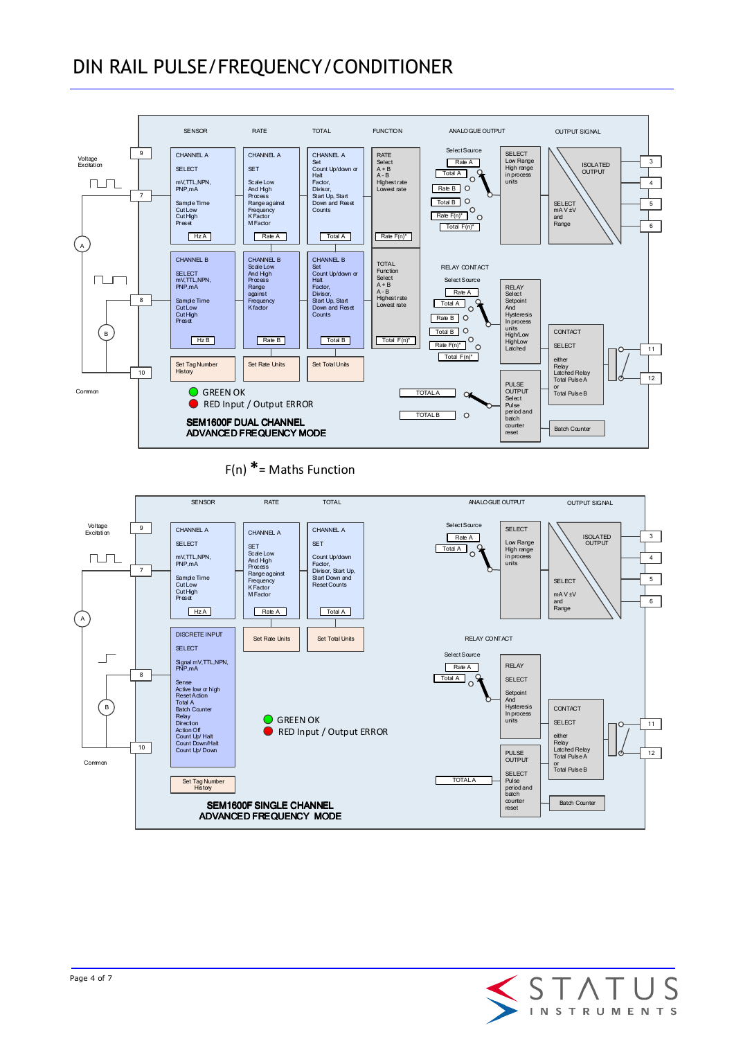# DIN RAIL PULSE/FREQUENCY/CONDITIONER

SENSOR

RATE

TOTAL

FUNCTION

ANALOGUE OUTPUT

OUTPUT SIGNAL

Voltage Excitation

9

7

8

10

A

B

Common

CHANNEL A

SELECT

mV,TTL,NPN, PNP,mA

Sample Time
Cut Low
Cut High
Preset

Hz A

CHANNEL A

SET

Scale Low
And High
Process
Range against
Frequency
K Factor
M Factor

Rate A

CHANNEL A
Set
Count Up/down or Halt
Factor,
Divisor,
Start Up, Start Down and Reset Counts

Total A

RATE
Select
A + B
A - B
Highest rate
Lowest rate

Rate F(n)*

Select Source

Rate A

Total A

Rate B

Total B

Rate F(n)*

Total F(n)*

SELECT
Low Range
High range
in process units

ISOLATED OUTPUT

SELECT
mA V ±V
and
Range

3

4

5

6

CHANNEL B

SELECT
mV,TTL,NPN, PNP,mA

Sample Time
Cut Low
Cut High
Preset

Hz B

CHANNEL B
Scale Low
And High
Process
Range
against
Frequency
K Factor

Rate B

CHANNEL B
Set
Count Up/down or Halt
Factor,
Divisor,
Start Up, Start Down and Reset Counts

Total B

TOTAL
Function
Select
A + B
A - B
Highest rate
Lowest rate

Total F(n)*

RELAY CONTACT

Select Source

Rate A

Total A

Rate B

Total B

Rate F(n)*

Total F(n)*

RELAY
Select
Setpoint
And
Hysteresis
In process units
High/Low
HighLow
Latched

CONTACT

SELECT

either
Relay
Latched Relay
Total Pulse A
or
Total Pulse B

11

12

Set Tag Number
History

Set Rate Units

Set Total Units

GREEN OK

RED Input / Output ERROR

TOTAL A

TOTAL B

PULSE OUTPUT
Select
Pulse
period and batch counter reset

Batch Counter

**SEM1600F DUAL CHANNEL ADVANCED FREQUENCY MODE**

F(n) * = Maths Function

SENSOR

RATE

TOTAL

ANALOGUE OUTPUT

OUTPUT SIGNAL

Voltage Excitation

9

7

8

10

A

B

Common

CHANNEL A

SELECT

mV,TTL,NPN, PNP,mA

Sample Time
Cut Low
Cut High
Preset

Hz A

CHANNEL A

SET
Scale Low
And High
Process
Range against
Frequency
K Factor
M Factor

Rate A

CHANNEL A

SET

Count Up/down
Factor,
Divisor, Start Up,
Start Down and
Reset Counts

Total A

Select Source

Rate A

Total A

SELECT

Low Range
High range
in process units

ISOLATED OUTPUT

SELECT

mA V ±V
and
Range

3

4

5

6

DISCRETE INPUT

SELECT

Signal mV,TTL,NPN, PNP,mA

Sense
Active low or high
Reset Action
Total A
Batch Counter
Relay
Direction
Action Off
Count Up/ Halt
Count Down/Halt
Count Up/ Down

Set Rate Units

Set Total Units

RELAY CONTACT

Select Source

Rate A

Total A

RELAY

SELECT

Setpoint
And
Hysteresis
In process units

CONTACT

SELECT

either
Relay
Latched Relay
Total Pulse A
or
Total Pulse B

11

12

GREEN OK

RED Input / Output ERROR

Set Tag Number
History

TOTAL A

PULSE OUTPUT

SELECT
Pulse
period and batch counter reset

Batch Counter

**SEM1600F SINGLE CHANNEL ADVANCED FREQUENCY MODE**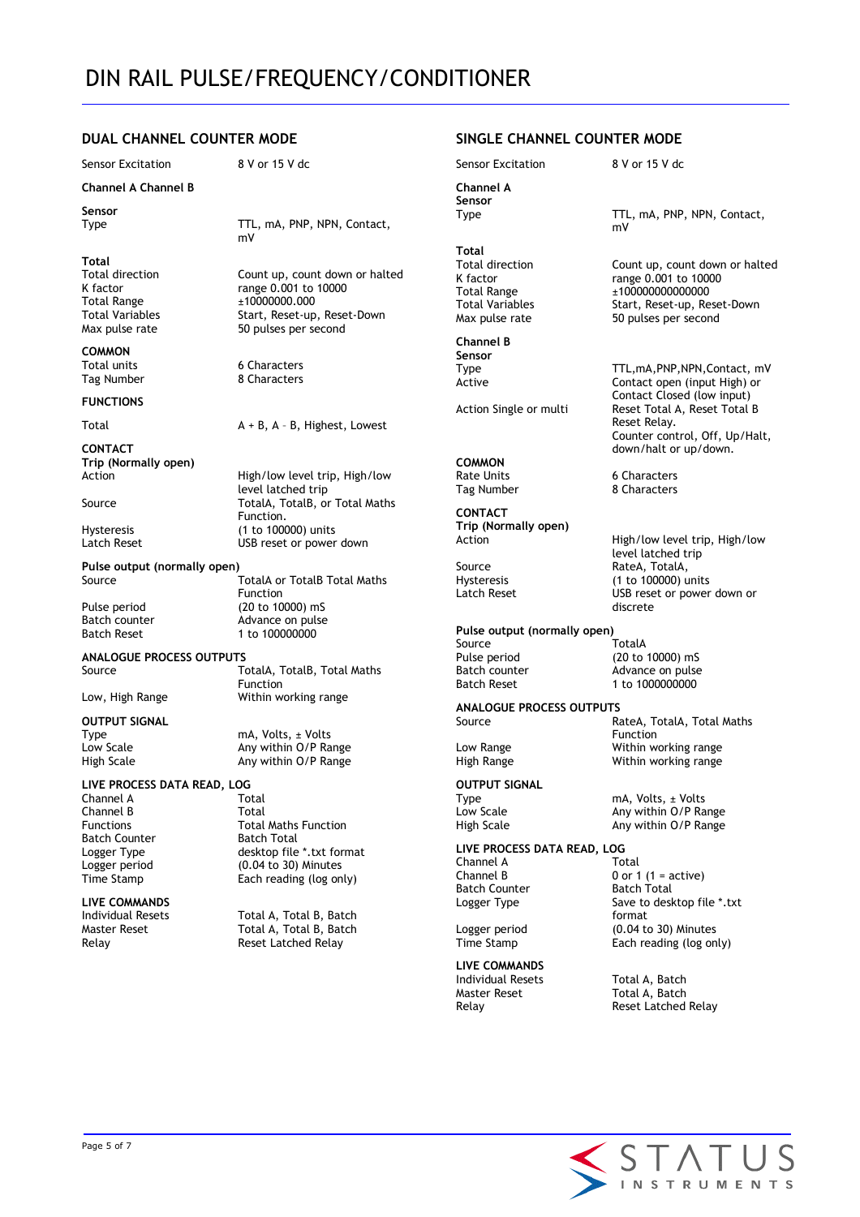# DIN RAIL PULSE/FREQUENCY/CONDITIONER

## DUAL CHANNEL COUNTER MODE

Sensor Excitation — 8 V or 15 V dc

**Channel A Channel B**

**Sensor**

| | |
|---|---|
| Type | TTL, mA, PNP, NPN, Contact, mV |

**Total**

| | |
|---|---|
| Total direction | Count up, count down or halted |
| K factor | range 0.001 to 10000 |
| Total Range | ±10000000.000 |
| Total Variables | Start, Reset-up, Reset-Down |
| Max pulse rate | 50 pulses per second |

**COMMON**

| | |
|---|---|
| Total units | 6 Characters |
| Tag Number | 8 Characters |

**FUNCTIONS**

| | |
|---|---|
| Total | A + B, A - B, Highest, Lowest |

**CONTACT**

**Trip (Normally open)**

| | |
|---|---|
| Action | High/low level trip, High/low level latched trip |
| Source | TotalA, TotalB, or Total Maths Function. |
| Hysteresis | (1 to 100000) units |
| Latch Reset | USB reset or power down |

**Pulse output (normally open)**

| | |
|---|---|
| Source | TotalA or TotalB Total Maths Function |
| Pulse period | (20 to 10000) mS |
| Batch counter | Advance on pulse |
| Batch Reset | 1 to 100000000 |

**ANALOGUE PROCESS OUTPUTS**

| | |
|---|---|
| Source | TotalA, TotalB, Total Maths Function |
| Low, High Range | Within working range |

**OUTPUT SIGNAL**

| | |
|---|---|
| Type | mA, Volts, ± Volts |
| Low Scale | Any within O/P Range |
| High Scale | Any within O/P Range |

**LIVE PROCESS DATA READ, LOG**

| | |
|---|---|
| Channel A | Total |
| Channel B | Total |
| Functions | Total Maths Function |
| Batch Counter | Batch Total |
| Logger Type | desktop file *.txt format |
| Logger period | (0.04 to 30) Minutes |
| Time Stamp | Each reading (log only) |

**LIVE COMMANDS**

| | |
|---|---|
| Individual Resets | Total A, Total B, Batch |
| Master Reset | Total A, Total B, Batch |
| Relay | Reset Latched Relay |

## SINGLE CHANNEL COUNTER MODE

Sensor Excitation — 8 V or 15 V dc

**Channel A**

**Sensor**

| | |
|---|---|
| Type | TTL, mA, PNP, NPN, Contact, mV |

**Total**

| | |
|---|---|
| Total direction | Count up, count down or halted |
| K factor | range 0.001 to 10000 |
| Total Range | ±100000000000000 |
| Total Variables | Start, Reset-up, Reset-Down |
| Max pulse rate | 50 pulses per second |

**Channel B**

**Sensor**

| | |
|---|---|
| Type | TTL,mA,PNP,NPN,Contact, mV |
| Active | Contact open (input High) or Contact Closed (low input) |
| Action Single or multi | Reset Total A, Reset Total B Reset Relay. Counter control, Off, Up/Halt, down/halt or up/down. |

**COMMON**

| | |
|---|---|
| Rate Units | 6 Characters |
| Tag Number | 8 Characters |

**CONTACT**

**Trip (Normally open)**

| | |
|---|---|
| Action | High/low level trip, High/low level latched trip |
| Source | RateA, TotalA, |
| Hysteresis | (1 to 100000) units |
| Latch Reset | USB reset or power down or discrete |

**Pulse output (normally open)**

| | |
|---|---|
| Source | TotalA |
| Pulse period | (20 to 10000) mS |
| Batch counter | Advance on pulse |
| Batch Reset | 1 to 1000000000 |

**ANALOGUE PROCESS OUTPUTS**

| | |
|---|---|
| Source | RateA, TotalA, Total Maths Function |
| Low Range | Within working range |
| High Range | Within working range |

**OUTPUT SIGNAL**

| | |
|---|---|
| Type | mA, Volts, ± Volts |
| Low Scale | Any within O/P Range |
| High Scale | Any within O/P Range |

**LIVE PROCESS DATA READ, LOG**

| | |
|---|---|
| Channel A | Total |
| Channel B | 0 or 1 (1 = active) |
| Batch Counter | Batch Total |
| Logger Type | Save to desktop file *.txt format |
| Logger period | (0.04 to 30) Minutes |
| Time Stamp | Each reading (log only) |

**LIVE COMMANDS**

| | |
|---|---|
| Individual Resets | Total A, Batch |
| Master Reset | Total A, Batch |
| Relay | Reset Latched Relay |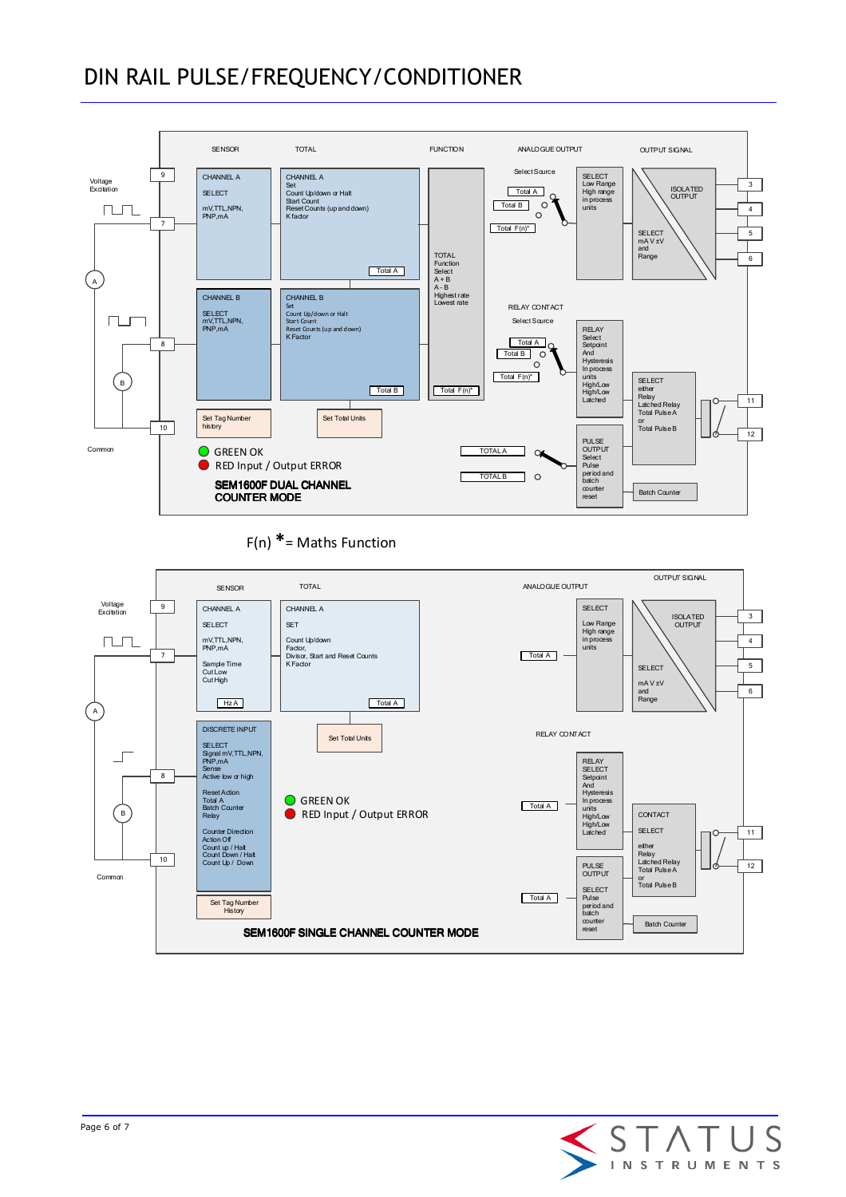# DIN RAIL PULSE/FREQUENCY/CONDITIONER

SENSOR

TOTAL

FUNCTION

ANALOGUE OUTPUT

OUTPUT SIGNAL

Voltage Excitation

9

7

8

10

A

B

Common

CHANNEL A

SELECT

mV,TTL,NPN, PNP,mA

CHANNEL A
Set
Count Up/down or Halt
Start Count
Reset Counts (up and down)
K factor

Total A

CHANNEL B

SELECT
mV,TTL,NPN, PNP,mA

CHANNEL B
Set
Count Up/down or Halt
Start Count
Reset Counts (up and down)
K Factor

Total B

Set Tag Number history

Set Total Units

TOTAL
Function
Select
A + B
A - B
Highest rate
Lowest rate

Total F(n)*

Select Source

Total A

Total B

Total F(n)*

SELECT
Low Range
High range
in process units

ISOLATED OUTPUT

SELECT
mA V ±V
and
Range

3

4

5

6

RELAY CONTACT

Select Source

Total A

Total B

Total F(n)*

RELAY
Select
Setpoint
And
Hysteresis
In process units
High/Low
High/Low
Latched

SELECT
either
Relay
Latched Relay
Total Pulse A
or
Total Pulse B

11

12

TOTAL A

TOTAL B

PULSE OUTPUT
Select
Pulse
period and batch counter reset

Batch Counter

GREEN OK

RED Input / Output ERROR

**SEM1600F DUAL CHANNEL COUNTER MODE**

F(n) * = Maths Function

SENSOR

TOTAL

ANALOGUE OUTPUT

OUTPUT SIGNAL

Voltage Excitation

9

7

8

10

A

B

Common

CHANNEL A

SELECT

mV,TTL,NPN, PNP,mA

Sample Time
Cut Low
Cut High

Hz A

CHANNEL A

SET

Count Up/down
Factor,
Divisor, Start and Reset Counts
K Factor

Total A

DISCRETE INPUT

SELECT
Signal mV,TTL,NPN, PNP,mA
Sense
Active low or high

Reset Action
Total A
Batch Counter
Relay

Counter Direction
Action Off
Count up / Halt
Count Down / Halt
Count Up / Down

Set Tag Number History

Set Total Units

GREEN OK

RED Input / Output ERROR

Total A

SELECT

Low Range
High range
in process units

ISOLATED OUTPUT

SELECT

mA V ±V
and
Range

3

4

5

6

RELAY CONTACT

Total A

RELAY
SELECT
Setpoint
And
Hysteresis
In process units
High/Low
High/Low
Latched

CONTACT

SELECT

either
Relay
Latched Relay
Total Pulse A
or
Total Pulse B

11

12

Total A

PULSE OUTPUT

SELECT
Pulse
period and batch counter reset

Batch Counter

**SEM1600F SINGLE CHANNEL COUNTER MODE**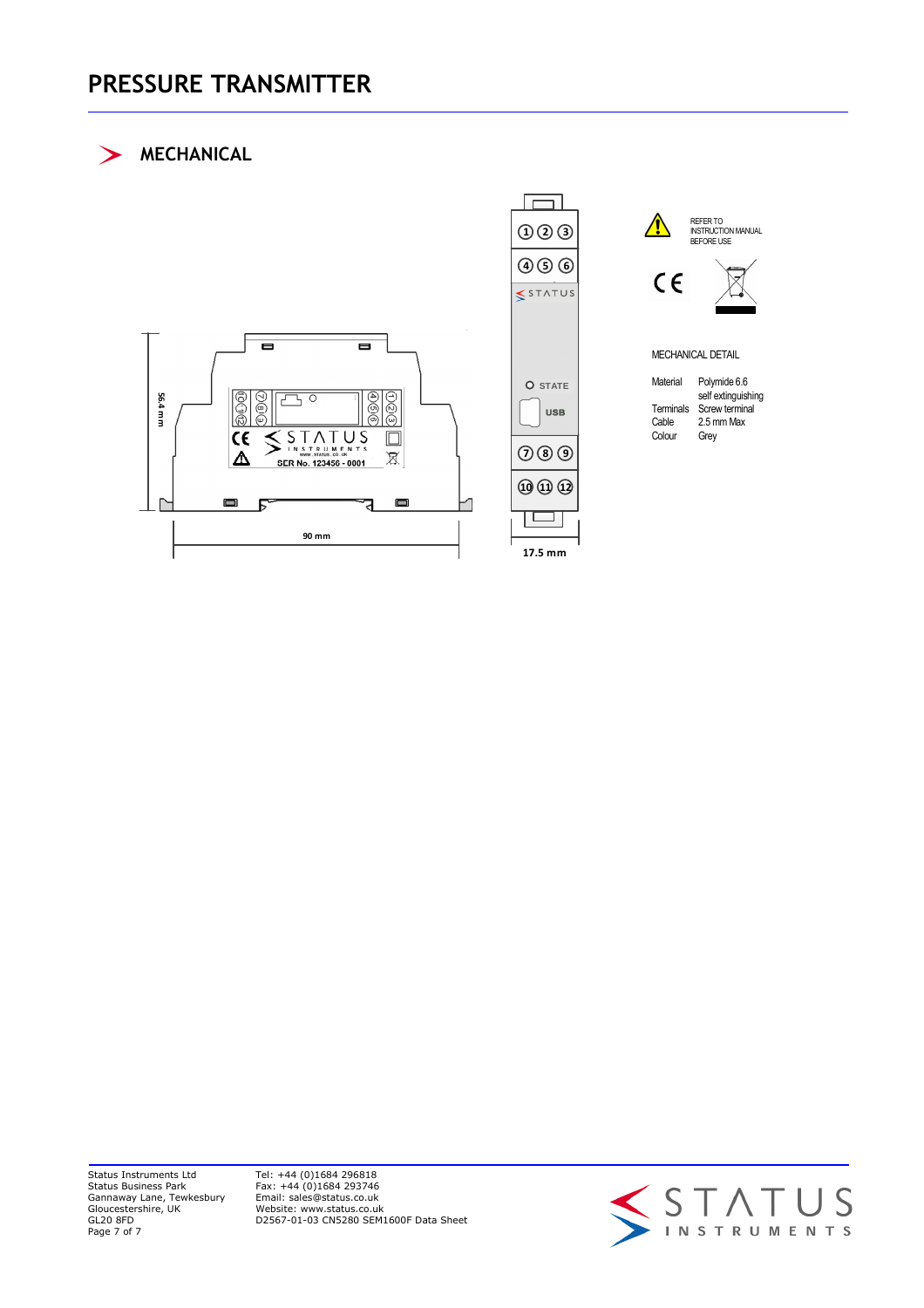# PRESSURE TRANSMITTER

## MECHANICAL

56.4 mm

90 mm

17.5 mm

REFER TO INSTRUCTION MANUAL BEFORE USE

MECHANICAL DETAIL

| | |
|---|---|
| Material | Polymide 6.6 self extinguishing |
| Terminals | Screw terminal |
| Cable | 2.5 mm Max |
| Colour | Grey |

Status Instruments Ltd
Status Business Park
Gannaway Lane, Tewkesbury
Gloucestershire, UK
GL20 8FD

Tel: +44 (0)1684 296818
Fax: +44 (0)1684 293746
Email: sales@status.co.uk
Website: www.status.co.uk
D2567-01-03 CN5280 SEM1600F Data Sheet